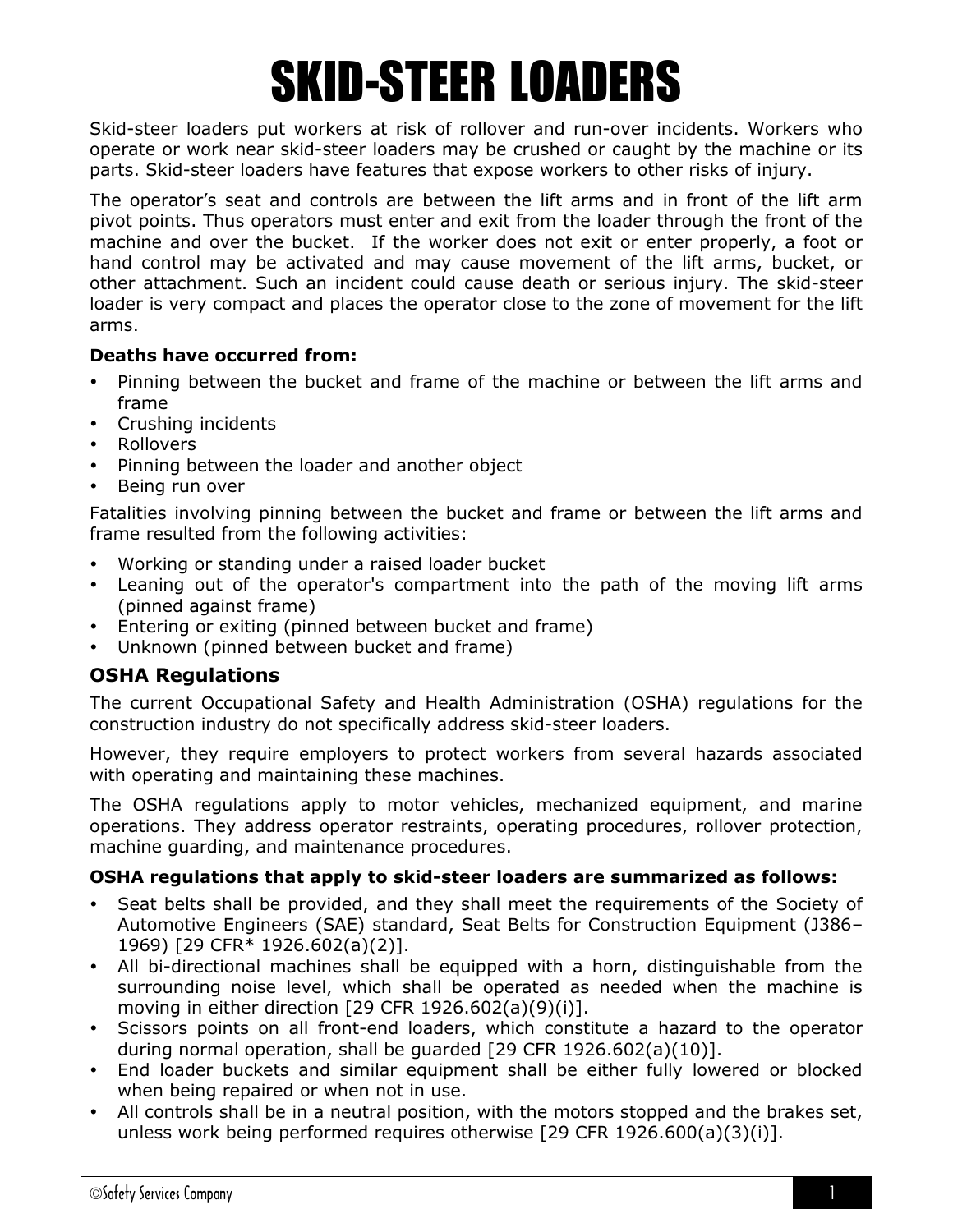# SKID-STEER LOADERS

Skid-steer loaders put workers at risk of rollover and run-over incidents. Workers who operate or work near skid-steer loaders may be crushed or caught by the machine or its parts. Skid-steer loaders have features that expose workers to other risks of injury.

The operator's seat and controls are between the lift arms and in front of the lift arm pivot points. Thus operators must enter and exit from the loader through the front of the machine and over the bucket. If the worker does not exit or enter properly, a foot or hand control may be activated and may cause movement of the lift arms, bucket, or other attachment. Such an incident could cause death or serious injury. The skid-steer loader is very compact and places the operator close to the zone of movement for the lift arms.

**Deaths have occurred from:**

- Pinning between the bucket and frame of the machine or between the lift arms and frame
- Crushing incidents
- Rollovers
- Pinning between the loader and another object
- Being run over

Fatalities involving pinning between the bucket and frame or between the lift arms and frame resulted from the following activities:

- Working or standing under a raised loader bucket
- Leaning out of the operator's compartment into the path of the moving lift arms (pinned against frame)
- Entering or exiting (pinned between bucket and frame)
- Unknown (pinned between bucket and frame)

## OSHA Regulations

The current Occupational Safety and Health Administration (OSHA) regulations for the construction industry do not specifically address skid-steer loaders.

However, they require employers to protect workers from several hazards associated with operating and maintaining these machines.

The OSHA regulations apply to motor vehicles, mechanized equipment, and marine operations. They address operator restraints, operating procedures, rollover protection, machine guarding, and maintenance procedures.

**OSHA regulations that apply to skid-steer loaders are summarized as follows:**

- Seat belts shall be provided, and they shall meet the requirements of the Society of Automotive Engineers (SAE) standard, Seat Belts for Construction Equipment (J386–1969) [29 CFR* 1926.602(a)(2)].
- All bi-directional machines shall be equipped with a horn, distinguishable from the surrounding noise level, which shall be operated as needed when the machine is moving in either direction [29 CFR 1926.602(a)(9)(i)].
- Scissors points on all front-end loaders, which constitute a hazard to the operator during normal operation, shall be guarded [29 CFR 1926.602(a)(10)].
- End loader buckets and similar equipment shall be either fully lowered or blocked when being repaired or when not in use.
- All controls shall be in a neutral position, with the motors stopped and the brakes set, unless work being performed requires otherwise [29 CFR 1926.600(a)(3)(i)].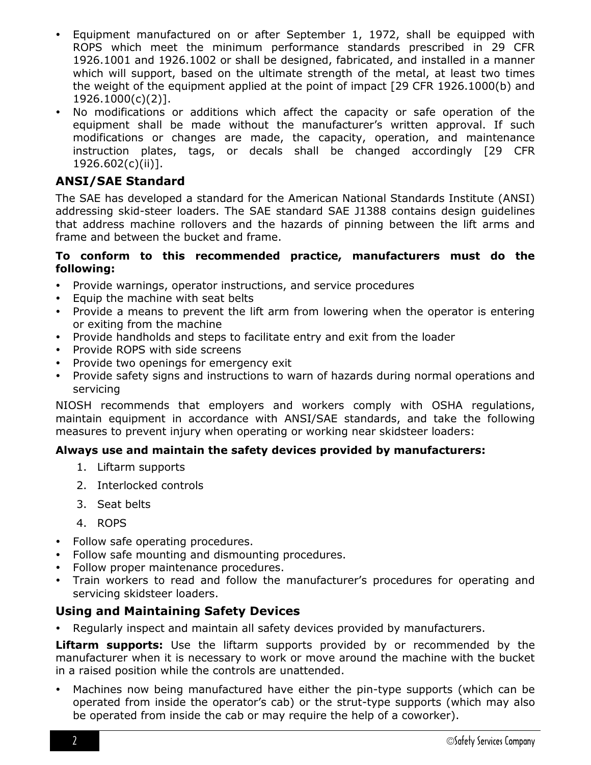- Equipment manufactured on or after September 1, 1972, shall be equipped with ROPS which meet the minimum performance standards prescribed in 29 CFR 1926.1001 and 1926.1002 or shall be designed, fabricated, and installed in a manner which will support, based on the ultimate strength of the metal, at least two times the weight of the equipment applied at the point of impact [29 CFR 1926.1000(b) and 1926.1000(c)(2)].
- No modifications or additions which affect the capacity or safe operation of the equipment shall be made without the manufacturer's written approval. If such modifications or changes are made, the capacity, operation, and maintenance instruction plates, tags, or decals shall be changed accordingly [29 CFR 1926.602(c)(ii)].

## ANSI/SAE Standard

The SAE has developed a standard for the American National Standards Institute (ANSI) addressing skid-steer loaders. The SAE standard SAE J1388 contains design guidelines that address machine rollovers and the hazards of pinning between the lift arms and frame and between the bucket and frame.

**To conform to this recommended practice, manufacturers must do the following:**

- Provide warnings, operator instructions, and service procedures
- Equip the machine with seat belts
- Provide a means to prevent the lift arm from lowering when the operator is entering or exiting from the machine
- Provide handholds and steps to facilitate entry and exit from the loader
- Provide ROPS with side screens
- Provide two openings for emergency exit
- Provide safety signs and instructions to warn of hazards during normal operations and servicing

NIOSH recommends that employers and workers comply with OSHA regulations, maintain equipment in accordance with ANSI/SAE standards, and take the following measures to prevent injury when operating or working near skidsteer loaders:

**Always use and maintain the safety devices provided by manufacturers:**

1. Liftarm supports
2. Interlocked controls
3. Seat belts
4. ROPS

- Follow safe operating procedures.
- Follow safe mounting and dismounting procedures.
- Follow proper maintenance procedures.
- Train workers to read and follow the manufacturer's procedures for operating and servicing skidsteer loaders.

## Using and Maintaining Safety Devices

- Regularly inspect and maintain all safety devices provided by manufacturers.

**Liftarm supports:** Use the liftarm supports provided by or recommended by the manufacturer when it is necessary to work or move around the machine with the bucket in a raised position while the controls are unattended.

- Machines now being manufactured have either the pin-type supports (which can be operated from inside the operator's cab) or the strut-type supports (which may also be operated from inside the cab or may require the help of a coworker).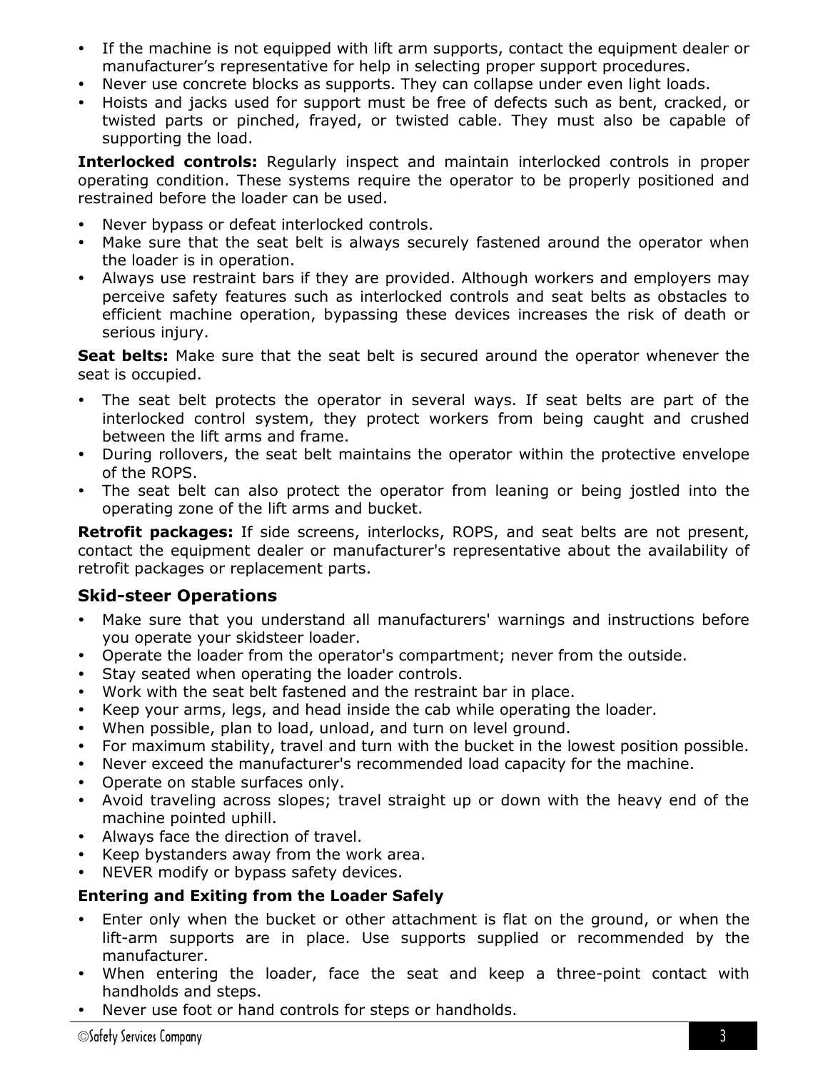- If the machine is not equipped with lift arm supports, contact the equipment dealer or manufacturer's representative for help in selecting proper support procedures.
- Never use concrete blocks as supports. They can collapse under even light loads.
- Hoists and jacks used for support must be free of defects such as bent, cracked, or twisted parts or pinched, frayed, or twisted cable. They must also be capable of supporting the load.

**Interlocked controls:** Regularly inspect and maintain interlocked controls in proper operating condition. These systems require the operator to be properly positioned and restrained before the loader can be used.

- Never bypass or defeat interlocked controls.
- Make sure that the seat belt is always securely fastened around the operator when the loader is in operation.
- Always use restraint bars if they are provided. Although workers and employers may perceive safety features such as interlocked controls and seat belts as obstacles to efficient machine operation, bypassing these devices increases the risk of death or serious injury.

**Seat belts:** Make sure that the seat belt is secured around the operator whenever the seat is occupied.

- The seat belt protects the operator in several ways. If seat belts are part of the interlocked control system, they protect workers from being caught and crushed between the lift arms and frame.
- During rollovers, the seat belt maintains the operator within the protective envelope of the ROPS.
- The seat belt can also protect the operator from leaning or being jostled into the operating zone of the lift arms and bucket.

**Retrofit packages:** If side screens, interlocks, ROPS, and seat belts are not present, contact the equipment dealer or manufacturer's representative about the availability of retrofit packages or replacement parts.

## Skid-steer Operations

- Make sure that you understand all manufacturers' warnings and instructions before you operate your skidsteer loader.
- Operate the loader from the operator's compartment; never from the outside.
- Stay seated when operating the loader controls.
- Work with the seat belt fastened and the restraint bar in place.
- Keep your arms, legs, and head inside the cab while operating the loader.
- When possible, plan to load, unload, and turn on level ground.
- For maximum stability, travel and turn with the bucket in the lowest position possible.
- Never exceed the manufacturer's recommended load capacity for the machine.
- Operate on stable surfaces only.
- Avoid traveling across slopes; travel straight up or down with the heavy end of the machine pointed uphill.
- Always face the direction of travel.
- Keep bystanders away from the work area.
- NEVER modify or bypass safety devices.

### Entering and Exiting from the Loader Safely

- Enter only when the bucket or other attachment is flat on the ground, or when the lift-arm supports are in place. Use supports supplied or recommended by the manufacturer.
- When entering the loader, face the seat and keep a three-point contact with handholds and steps.
- Never use foot or hand controls for steps or handholds.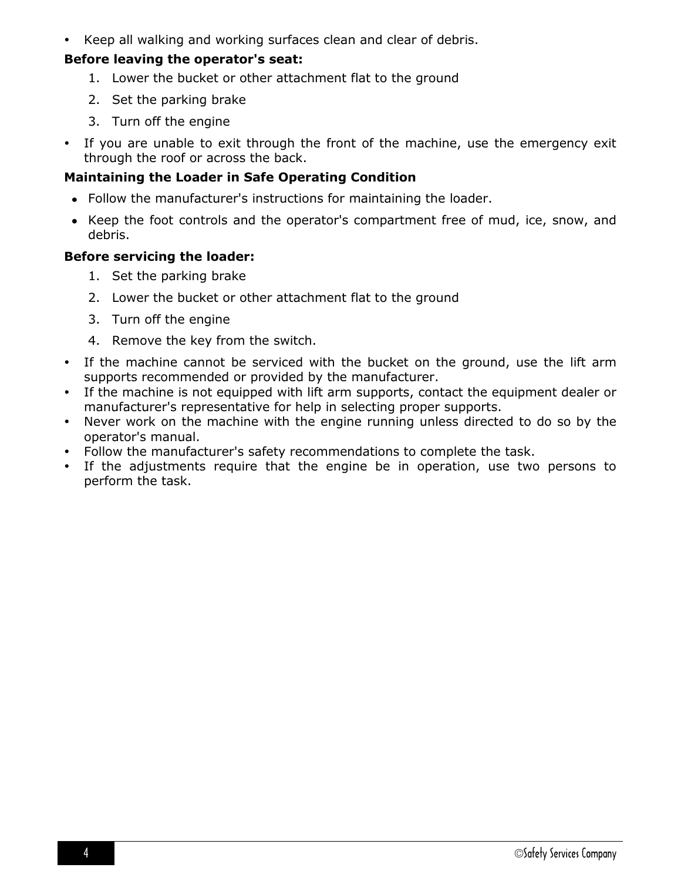- Keep all walking and working surfaces clean and clear of debris.

**Before leaving the operator's seat:**

1. Lower the bucket or other attachment flat to the ground
2. Set the parking brake
3. Turn off the engine

- If you are unable to exit through the front of the machine, use the emergency exit through the roof or across the back.

**Maintaining the Loader in Safe Operating Condition**

- Follow the manufacturer's instructions for maintaining the loader.
- Keep the foot controls and the operator's compartment free of mud, ice, snow, and debris.

**Before servicing the loader:**

1. Set the parking brake
2. Lower the bucket or other attachment flat to the ground
3. Turn off the engine
4. Remove the key from the switch.

- If the machine cannot be serviced with the bucket on the ground, use the lift arm supports recommended or provided by the manufacturer.
- If the machine is not equipped with lift arm supports, contact the equipment dealer or manufacturer's representative for help in selecting proper supports.
- Never work on the machine with the engine running unless directed to do so by the operator's manual.
- Follow the manufacturer's safety recommendations to complete the task.
- If the adjustments require that the engine be in operation, use two persons to perform the task.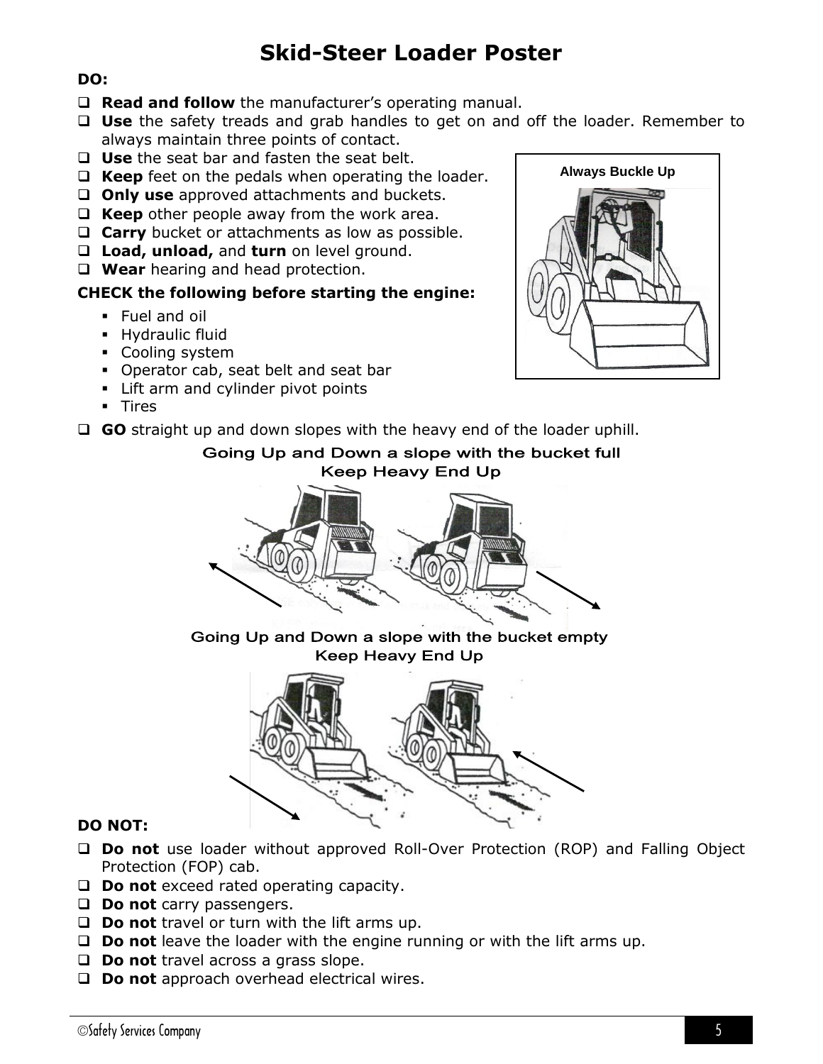# Skid-Steer Loader Poster

**DO:**

- **Read and follow** the manufacturer's operating manual.
- **Use** the safety treads and grab handles to get on and off the loader. Remember to always maintain three points of contact.
- **Use** the seat bar and fasten the seat belt.
- **Keep** feet on the pedals when operating the loader.
- **Only use** approved attachments and buckets.
- **Keep** other people away from the work area.
- **Carry** bucket or attachments as low as possible.
- **Load, unload,** and **turn** on level ground.
- **Wear** hearing and head protection.

Always Buckle Up

**CHECK the following before starting the engine:**

- Fuel and oil
- Hydraulic fluid
- Cooling system
- Operator cab, seat belt and seat bar
- Lift arm and cylinder pivot points
- Tires

- **GO** straight up and down slopes with the heavy end of the loader uphill.

Going Up and Down a slope with the bucket full
Keep Heavy End Up

Going Up and Down a slope with the bucket empty
Keep Heavy End Up

**DO NOT:**

- **Do not** use loader without approved Roll-Over Protection (ROP) and Falling Object Protection (FOP) cab.
- **Do not** exceed rated operating capacity.
- **Do not** carry passengers.
- **Do not** travel or turn with the lift arms up.
- **Do not** leave the loader with the engine running or with the lift arms up.
- **Do not** travel across a grass slope.
- **Do not** approach overhead electrical wires.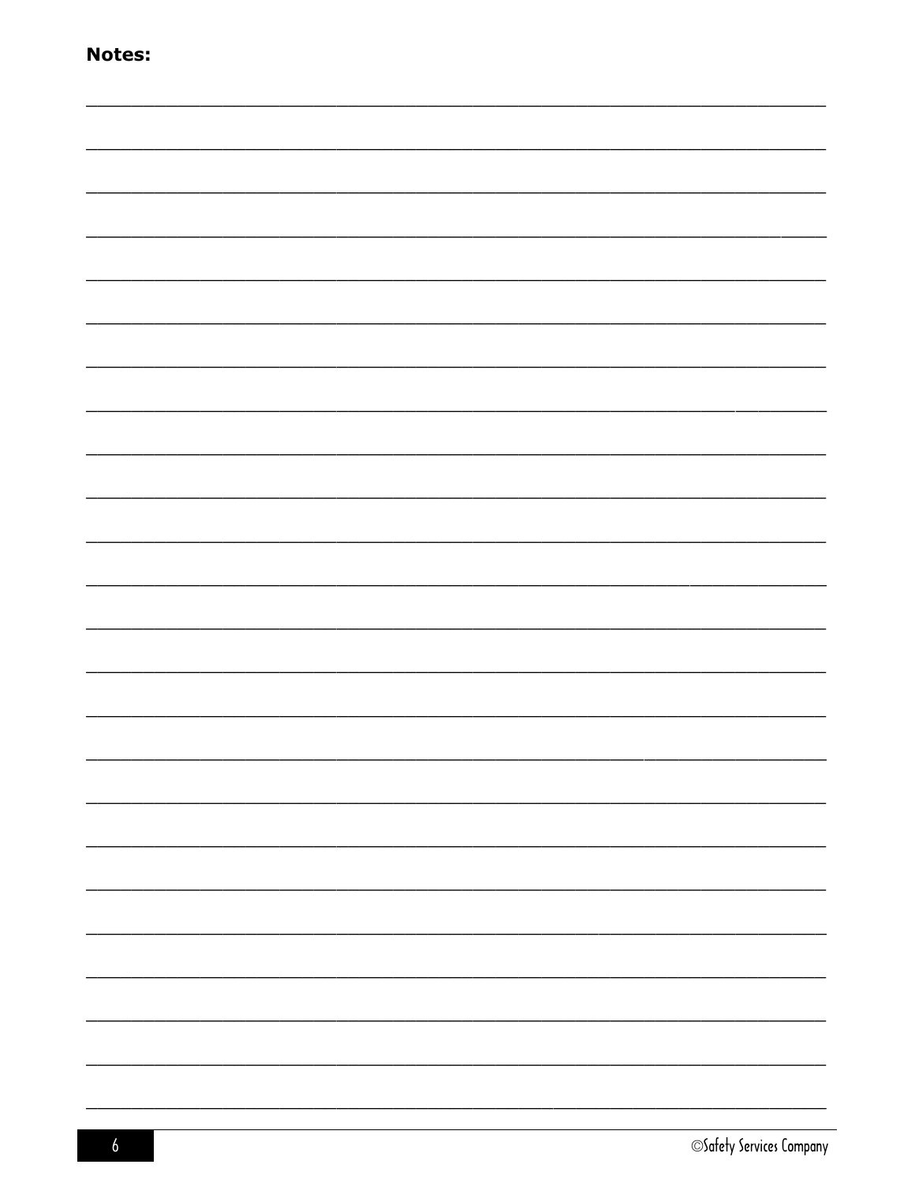**Notes:**